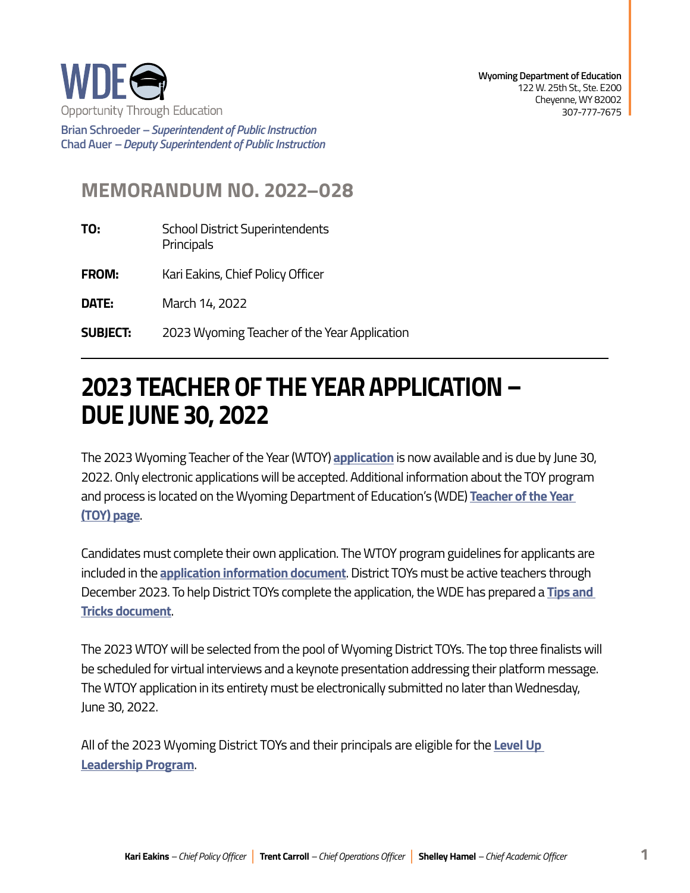WDE
Opportunity Through Education

**Brian Schroeder** – *Superintendent of Public Instruction*
**Chad Auer** – *Deputy Superintendent of Public Instruction*

**Wyoming Department of Education**
122 W. 25th St., Ste. E200
Cheyenne, WY 82002
307-777-7675

## MEMORANDUM NO. 2022–028

| | |
|---|---|
| **TO:** | School District Superintendents<br>Principals |
| **FROM:** | Kari Eakins, Chief Policy Officer |
| **DATE:** | March 14, 2022 |
| **SUBJECT:** | 2023 Wyoming Teacher of the Year Application |

---

# 2023 TEACHER OF THE YEAR APPLICATION – DUE JUNE 30, 2022

The 2023 Wyoming Teacher of the Year (WTOY) **application** is now available and is due by June 30, 2022. Only electronic applications will be accepted. Additional information about the TOY program and process is located on the Wyoming Department of Education's (WDE) **Teacher of the Year (TOY) page**.

Candidates must complete their own application. The WTOY program guidelines for applicants are included in the **application information document**. District TOYs must be active teachers through December 2023. To help District TOYs complete the application, the WDE has prepared a **Tips and Tricks document**.

The 2023 WTOY will be selected from the pool of Wyoming District TOYs. The top three finalists will be scheduled for virtual interviews and a keynote presentation addressing their platform message. The WTOY application in its entirety must be electronically submitted no later than Wednesday, June 30, 2022.

All of the 2023 Wyoming District TOYs and their principals are eligible for the **Level Up Leadership Program**.

**Kari Eakins** – *Chief Policy Officer* | **Trent Carroll** – *Chief Operations Officer* | **Shelley Hamel** – *Chief Academic Officer*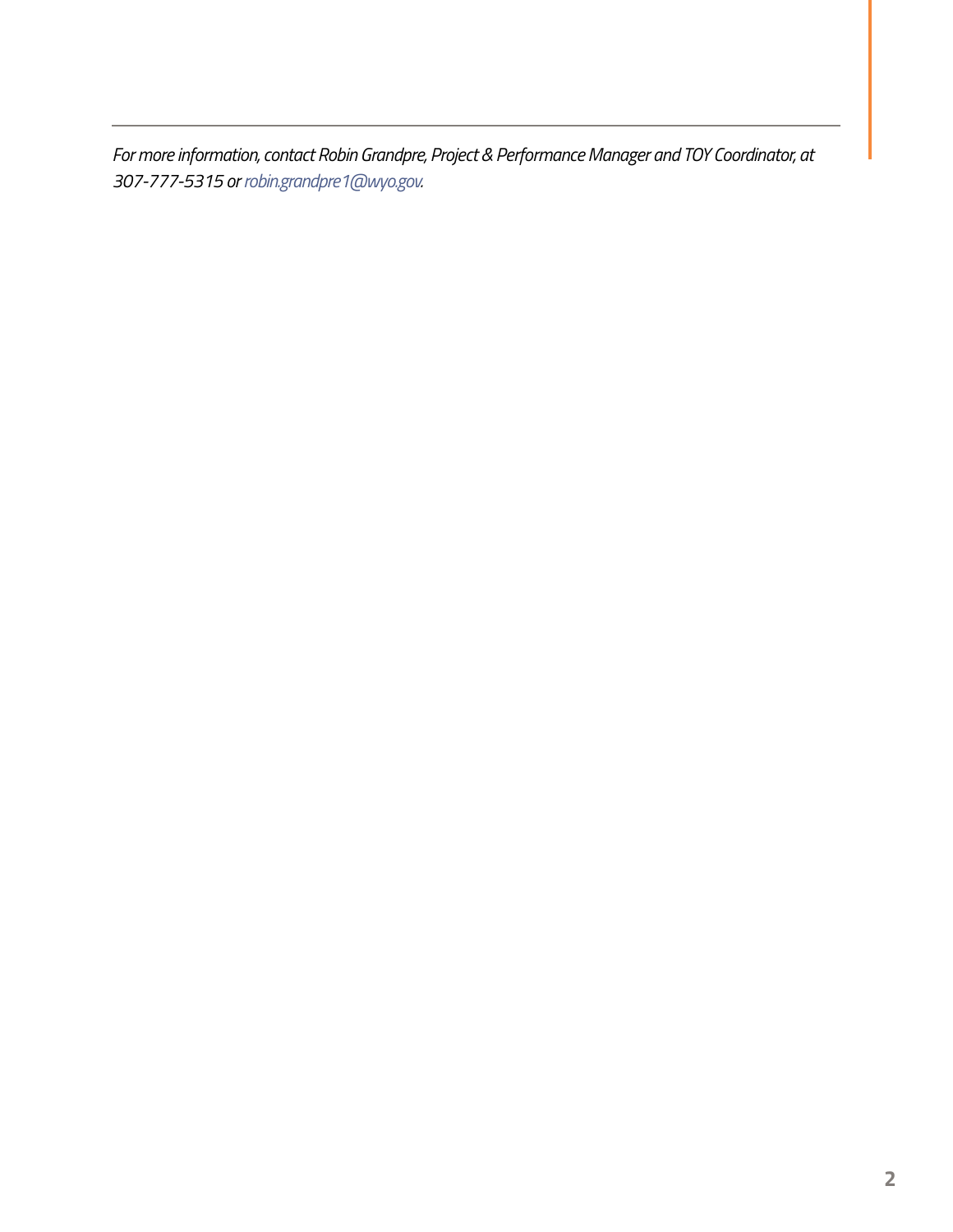---

*For more information, contact Robin Grandpre, Project & Performance Manager and TOY Coordinator, at 307-777-5315 or robin.grandpre1@wyo.gov.*